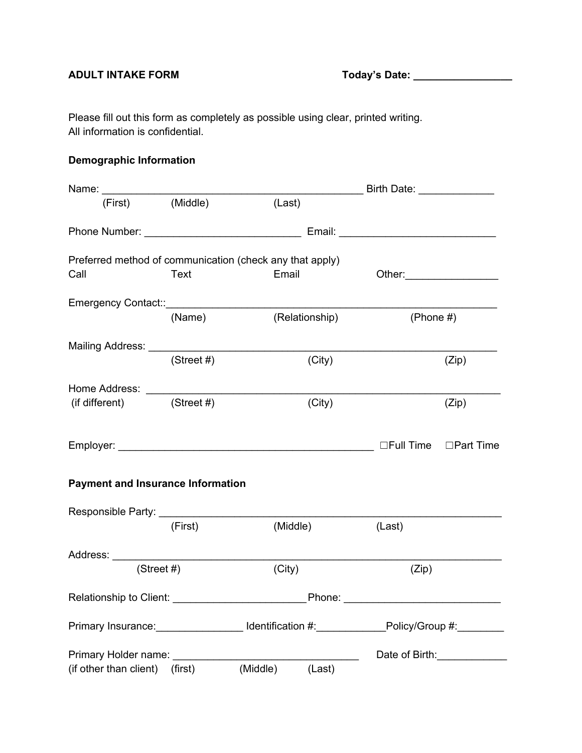**ADULT INTAKE FORM** **Today's Date: _________________**

Please fill out this form as completely as possible using clear, printed writing.
All information is confidential.

**Demographic Information**

Name: _______________________________________________ Birth Date: _____________
(First) (Middle) (Last)

Phone Number: ___________________________ Email: ___________________________

Preferred method of communication (check any that apply)
Call Text Email Other:________________

Emergency Contact::___________________________________________________________
(Name) (Relationship) (Phone #)

Mailing Address: _______________________________________________________________
(Street #) (City) (Zip)

Home Address: _______________________________________________________________
(if different) (Street #) (City) (Zip)

Employer: _____________________________________________ ☐Full Time ☐Part Time

**Payment and Insurance Information**

Responsible Party: _____________________________________________________________
(First) (Middle) (Last)

Address: _____________________________________________________________________
(Street #) (City) (Zip)

Relationship to Client: _______________________Phone: ___________________________

Primary Insurance:_______________ Identification #:____________Policy/Group #:________

Primary Holder name: ________________________________ Date of Birth:____________
(if other than client) (first) (Middle) (Last)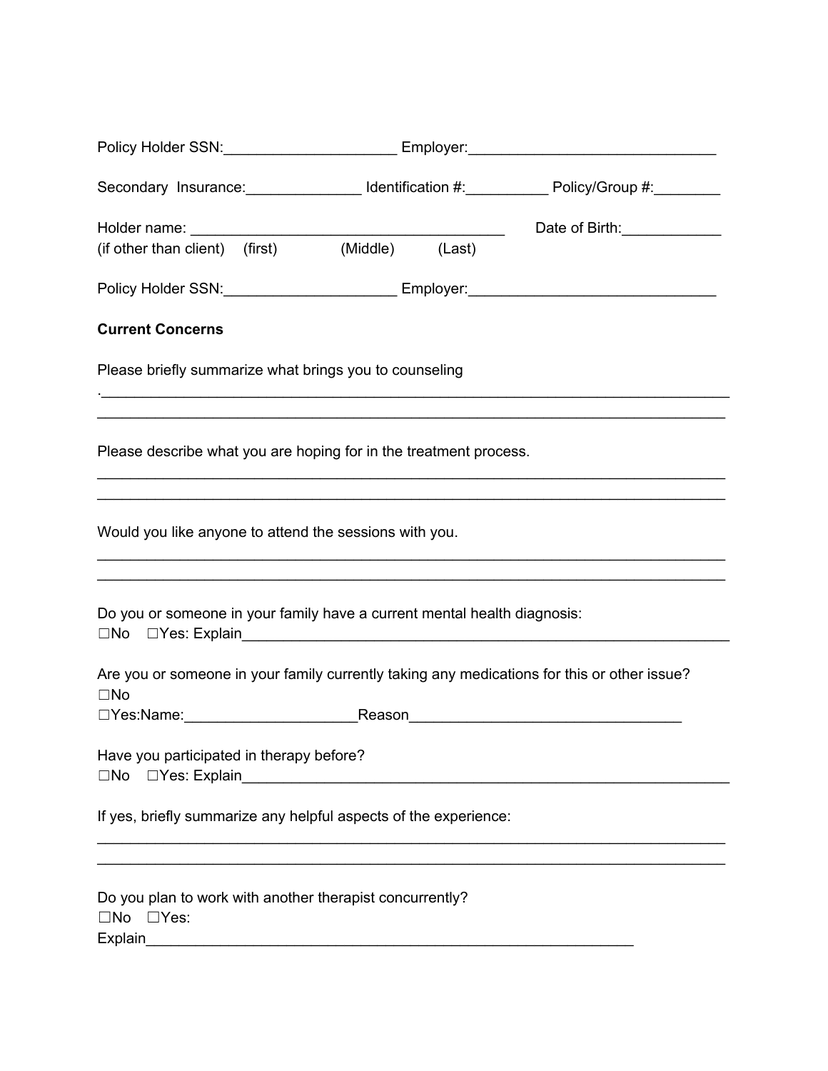Policy Holder SSN:_____________________ Employer:______________________________

Secondary  Insurance:______________ Identification #:__________ Policy/Group #:________

Holder name: ______________________________________  Date of Birth:____________
(if other than client)  (first)  (Middle)  (Last)

Policy Holder SSN:_____________________ Employer:______________________________

**Current Concerns**

Please briefly summarize what brings you to counseling
.______________________________________________________________________________
______________________________________________________________________________

Please describe what you are hoping for in the treatment process.
______________________________________________________________________________
______________________________________________________________________________

Would you like anyone to attend the sessions with you.
______________________________________________________________________________
______________________________________________________________________________

Do you or someone in your family have a current mental health diagnosis:
☐No  ☐Yes: Explain_______________________________________________________________

Are you or someone in your family currently taking any medications for this or other issue?
☐No
☐Yes:Name:_____________________Reason_________________________________

Have you participated in therapy before?
☐No  ☐Yes: Explain_______________________________________________________________

If yes, briefly summarize any helpful aspects of the experience:
______________________________________________________________________________
______________________________________________________________________________

Do you plan to work with another therapist concurrently?
☐No  ☐Yes:
Explain_____________________________________________________________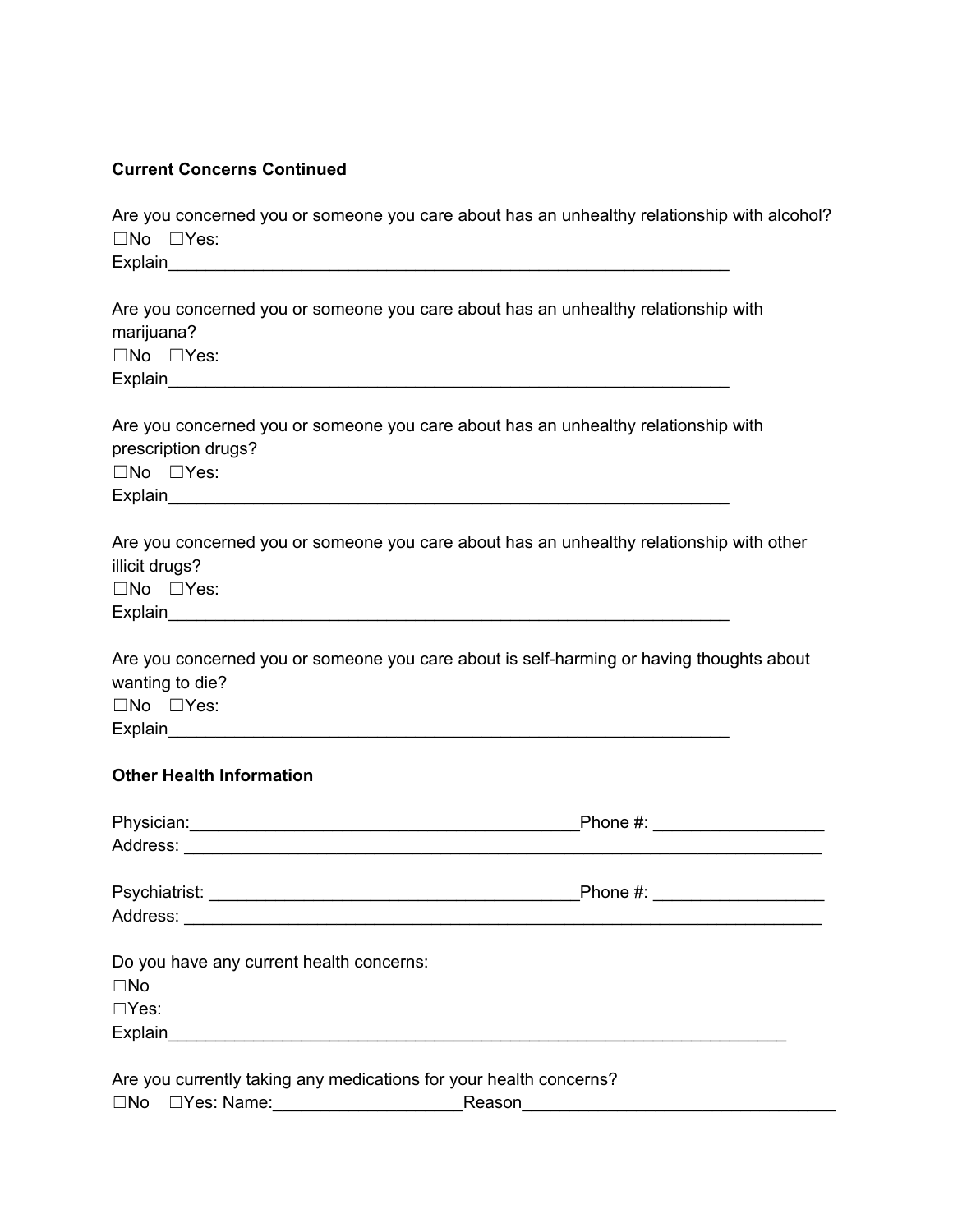**Current Concerns Continued**

Are you concerned you or someone you care about has an unhealthy relationship with alcohol?
☐No ☐Yes:
Explain_____________________________________________________________

Are you concerned you or someone you care about has an unhealthy relationship with marijuana?
☐No ☐Yes:
Explain_____________________________________________________________

Are you concerned you or someone you care about has an unhealthy relationship with prescription drugs?
☐No ☐Yes:
Explain_____________________________________________________________

Are you concerned you or someone you care about has an unhealthy relationship with other illicit drugs?
☐No ☐Yes:
Explain_____________________________________________________________

Are you concerned you or someone you care about is self-harming or having thoughts about wanting to die?
☐No ☐Yes:
Explain_____________________________________________________________

**Other Health Information**

Physician:__________________________________________Phone #: __________________
Address: ______________________________________________________________________

Psychiatrist: ________________________________________Phone #: __________________
Address: ______________________________________________________________________

Do you have any current health concerns:
☐No
☐Yes:
Explain___________________________________________________________________

Are you currently taking any medications for your health concerns?
☐No ☐Yes: Name:____________________Reason_________________________________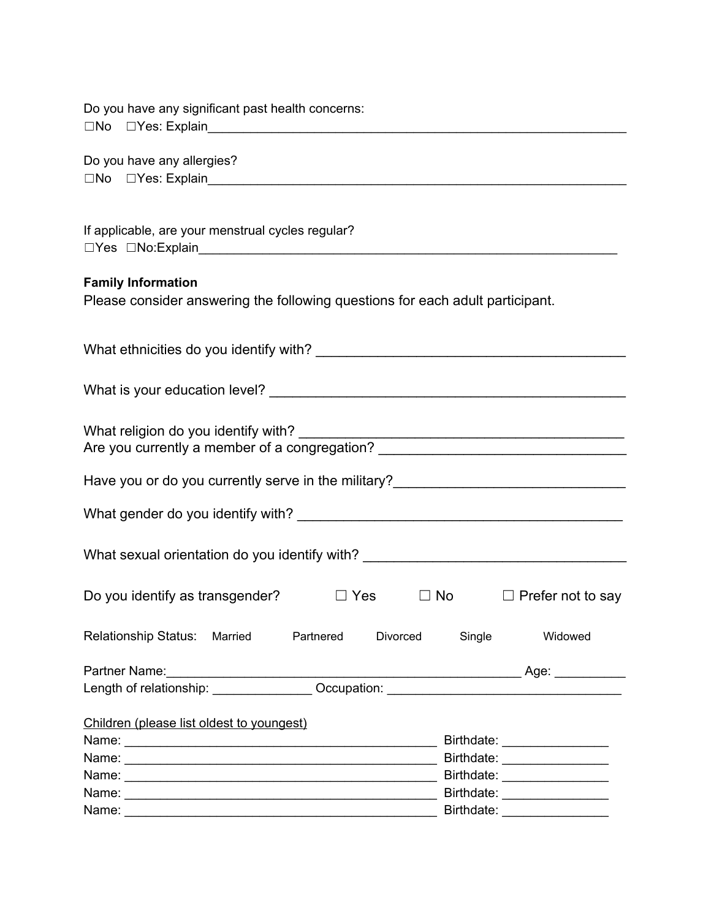Do you have any significant past health concerns:
☐No ☐Yes: Explain_______________________________________________________________

Do you have any allergies?
☐No ☐Yes: Explain_______________________________________________________________

If applicable, are your menstrual cycles regular?
☐Yes ☐No:Explain_______________________________________________________________

**Family Information**

Please consider answering the following questions for each adult participant.

What ethnicities do you identify with? ________________________________________

What is your education level? _______________________________________________

What religion do you identify with? __________________________________________
Are you currently a member of a congregation? ________________________________

Have you or do you currently serve in the military?_____________________________

What gender do you identify with? __________________________________________

What sexual orientation do you identify with? _________________________________

Do you identify as transgender? ☐ Yes ☐ No ☐ Prefer not to say

Relationship Status: Married Partnered Divorced Single Widowed

Partner Name:__________________________________________________ Age: __________
Length of relationship: ______________ Occupation: _________________________________

Children (please list oldest to youngest)
Name: _____________________________________________ Birthdate: _______________
Name: _____________________________________________ Birthdate: _______________
Name: _____________________________________________ Birthdate: _______________
Name: _____________________________________________ Birthdate: _______________
Name: _____________________________________________ Birthdate: _______________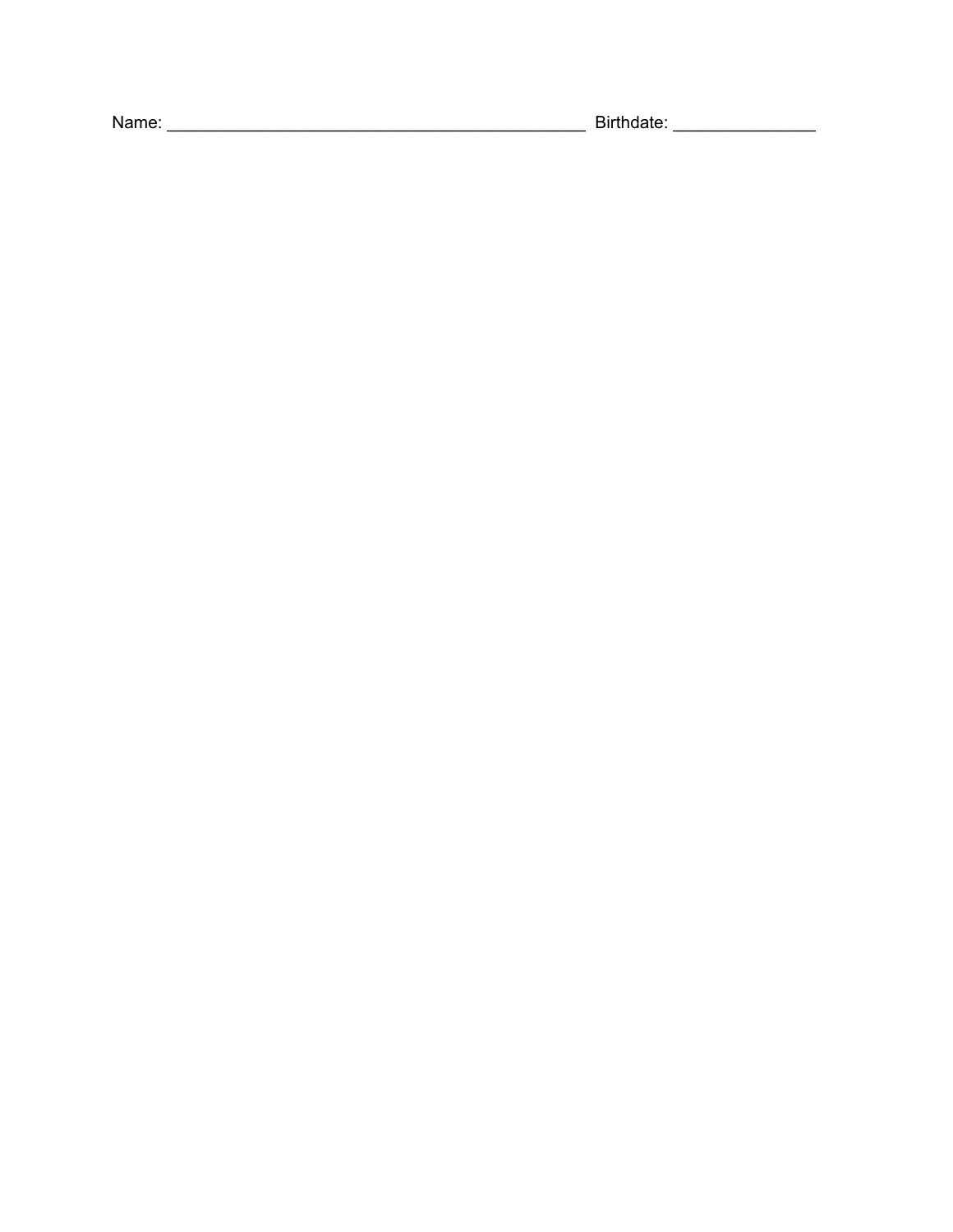Name: _____________________________________________ Birthdate: _______________